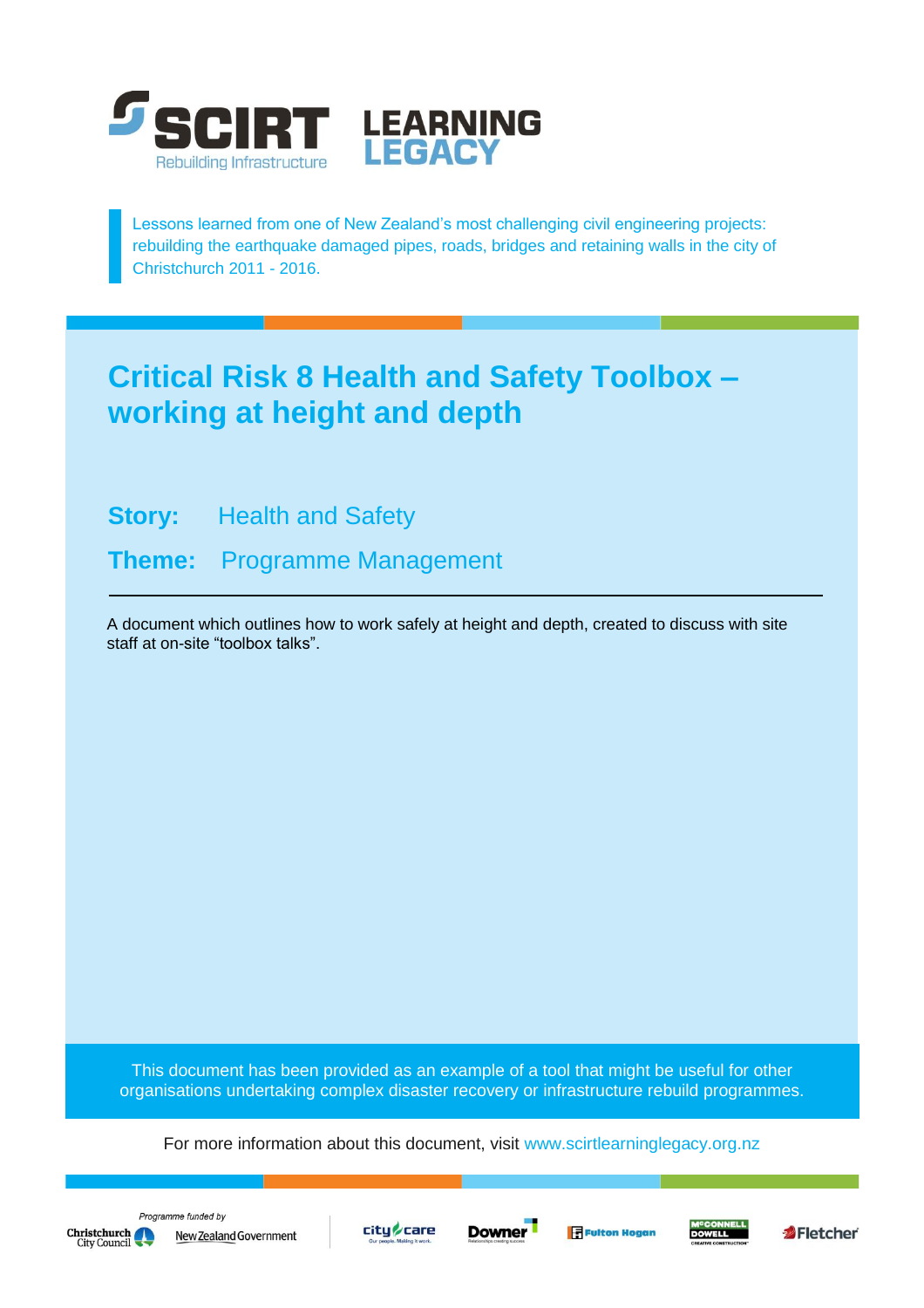SCIRT Rebuilding Infrastructure — LEARNING LEGACY

Lessons learned from one of New Zealand's most challenging civil engineering projects: rebuilding the earthquake damaged pipes, roads, bridges and retaining walls in the city of Christchurch 2011 - 2016.

# Critical Risk 8 Health and Safety Toolbox – working at height and depth

**Story:** Health and Safety

**Theme:** Programme Management

---

A document which outlines how to work safely at height and depth, created to discuss with site staff at on-site "toolbox talks".

This document has been provided as an example of a tool that might be useful for other organisations undertaking complex disaster recovery or infrastructure rebuild programmes.

For more information about this document, visit www.scirtlearninglegacy.org.nz

*Programme funded by* Christchurch City Council, New Zealand Government

City Care, Downer, Fulton Hogan, McConnell Dowell, Fletcher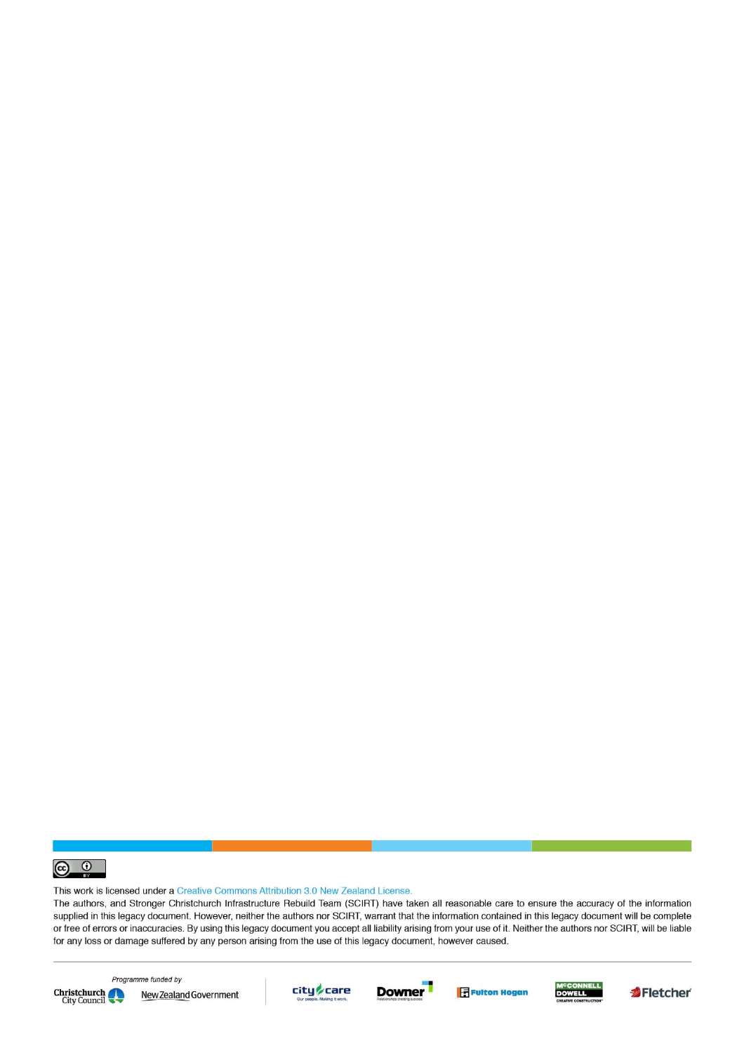This work is licensed under a Creative Commons Attribution 3.0 New Zealand License.

The authors, and Stronger Christchurch Infrastructure Rebuild Team (SCIRT) have taken all reasonable care to ensure the accuracy of the information supplied in this legacy document. However, neither the authors nor SCIRT, warrant that the information contained in this legacy document will be complete or free of errors or inaccuracies. By using this legacy document you accept all liability arising from your use of it. Neither the authors nor SCIRT, will be liable for any loss or damage suffered by any person arising from the use of this legacy document, however caused.

Programme funded by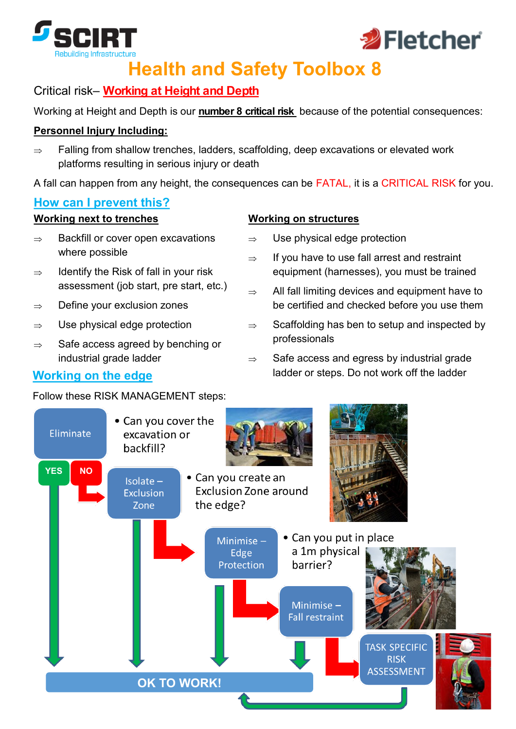SCIRT Rebuilding Infrastructure

Fletcher

# Health and Safety Toolbox 8

## Critical risk– Working at Height and Depth

Working at Height and Depth is our **number 8 critical risk** because of the potential consequences:

**Personnel Injury Including:**

- ⇒ Falling from shallow trenches, ladders, scaffolding, deep excavations or elevated work platforms resulting in serious injury or death

A fall can happen from any height, the consequences can be FATAL, it is a CRITICAL RISK for you.

## How can I prevent this?

### Working next to trenches

- ⇒ Backfill or cover open excavations where possible
- ⇒ Identify the Risk of fall in your risk assessment (job start, pre start, etc.)
- ⇒ Define your exclusion zones
- ⇒ Use physical edge protection
- ⇒ Safe access agreed by benching or industrial grade ladder

### Working on structures

- ⇒ Use physical edge protection
- ⇒ If you have to use fall arrest and restraint equipment (harnesses), you must be trained
- ⇒ All fall limiting devices and equipment have to be certified and checked before you use them
- ⇒ Scaffolding has ben to setup and inspected by professionals
- ⇒ Safe access and egress by industrial grade ladder or steps. Do not work off the ladder

## Working on the edge

Follow these RISK MANAGEMENT steps:

Eliminate
- Can you cover the excavation or backfill?

YES
NO

Isolate – Exclusion Zone
- Can you create an Exclusion Zone around the edge?

Minimise – Edge Protection
- Can you put in place a 1m physical barrier?

Minimise – Fall restraint

TASK SPECIFIC RISK ASSESSMENT

OK TO WORK!